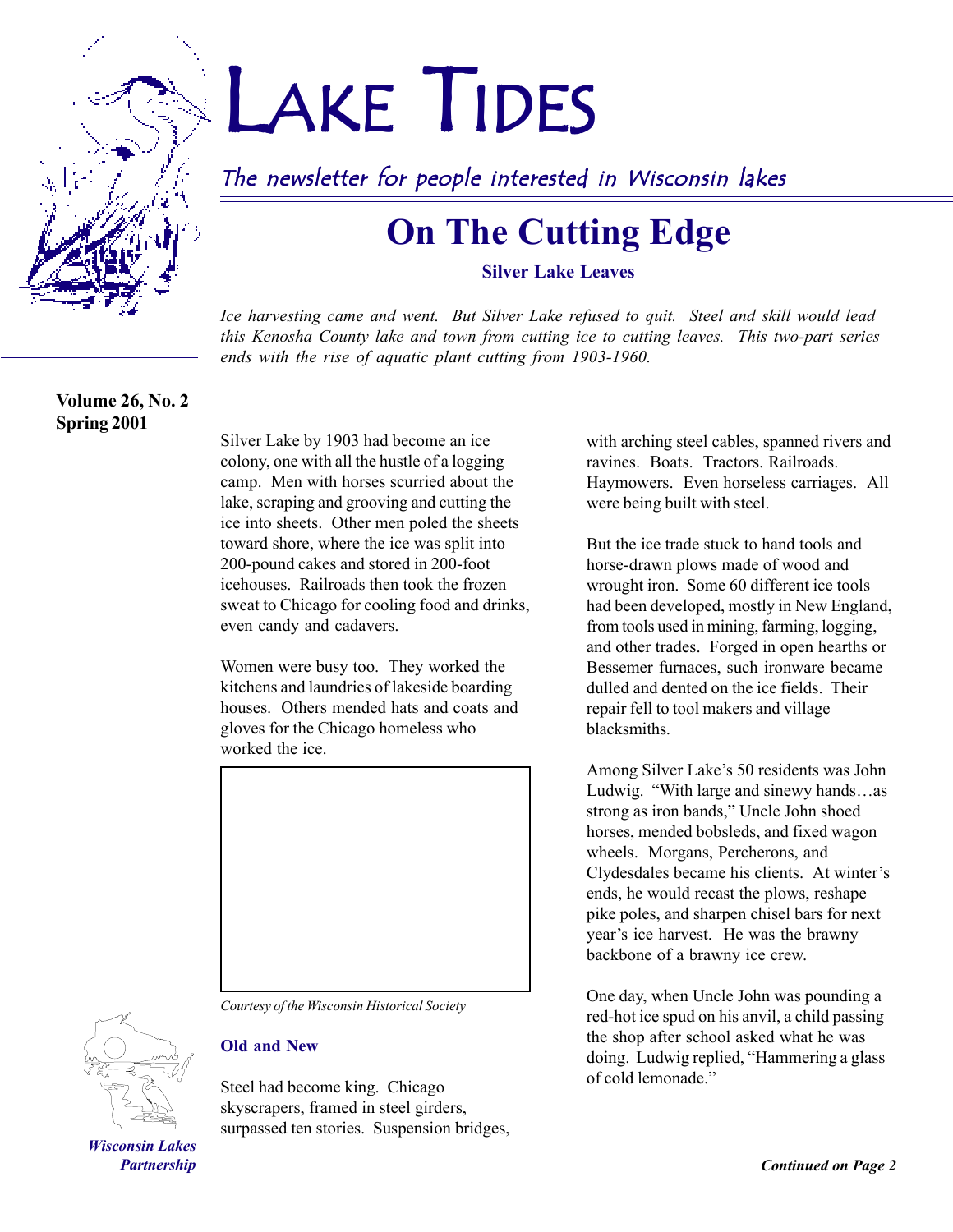# Lake Tides

*The newsletter for people interested in Wisconsin lakes*

## On The Cutting Edge

**Silver Lake Leaves**

*Ice harvesting came and went. But Silver Lake refused to quit. Steel and skill would lead this Kenosha County lake and town from cutting ice to cutting leaves. This two-part series ends with the rise of aquatic plant cutting from 1903-1960.*

**Volume 26, No. 2**
**Spring 2001**

Silver Lake by 1903 had become an ice colony, one with all the hustle of a logging camp. Men with horses scurried about the lake, scraping and grooving and cutting the ice into sheets. Other men poled the sheets toward shore, where the ice was split into 200-pound cakes and stored in 200-foot icehouses. Railroads then took the frozen sweat to Chicago for cooling food and drinks, even candy and cadavers.

Women were busy too. They worked the kitchens and laundries of lakeside boarding houses. Others mended hats and coats and gloves for the Chicago homeless who worked the ice.

*Courtesy of the Wisconsin Historical Society*

### Old and New

Steel had become king. Chicago skyscrapers, framed in steel girders, surpassed ten stories. Suspension bridges, with arching steel cables, spanned rivers and ravines. Boats. Tractors. Railroads. Haymowers. Even horseless carriages. All were being built with steel.

But the ice trade stuck to hand tools and horse-drawn plows made of wood and wrought iron. Some 60 different ice tools had been developed, mostly in New England, from tools used in mining, farming, logging, and other trades. Forged in open hearths or Bessemer furnaces, such ironware became dulled and dented on the ice fields. Their repair fell to tool makers and village blacksmiths.

Among Silver Lake's 50 residents was John Ludwig. "With large and sinewy hands…as strong as iron bands," Uncle John shoed horses, mended bobsleds, and fixed wagon wheels. Morgans, Percherons, and Clydesdales became his clients. At winter's ends, he would recast the plows, reshape pike poles, and sharpen chisel bars for next year's ice harvest. He was the brawny backbone of a brawny ice crew.

One day, when Uncle John was pounding a red-hot ice spud on his anvil, a child passing the shop after school asked what he was doing. Ludwig replied, "Hammering a glass of cold lemonade."

*Wisconsin Lakes Partnership*

***Continued on Page 2***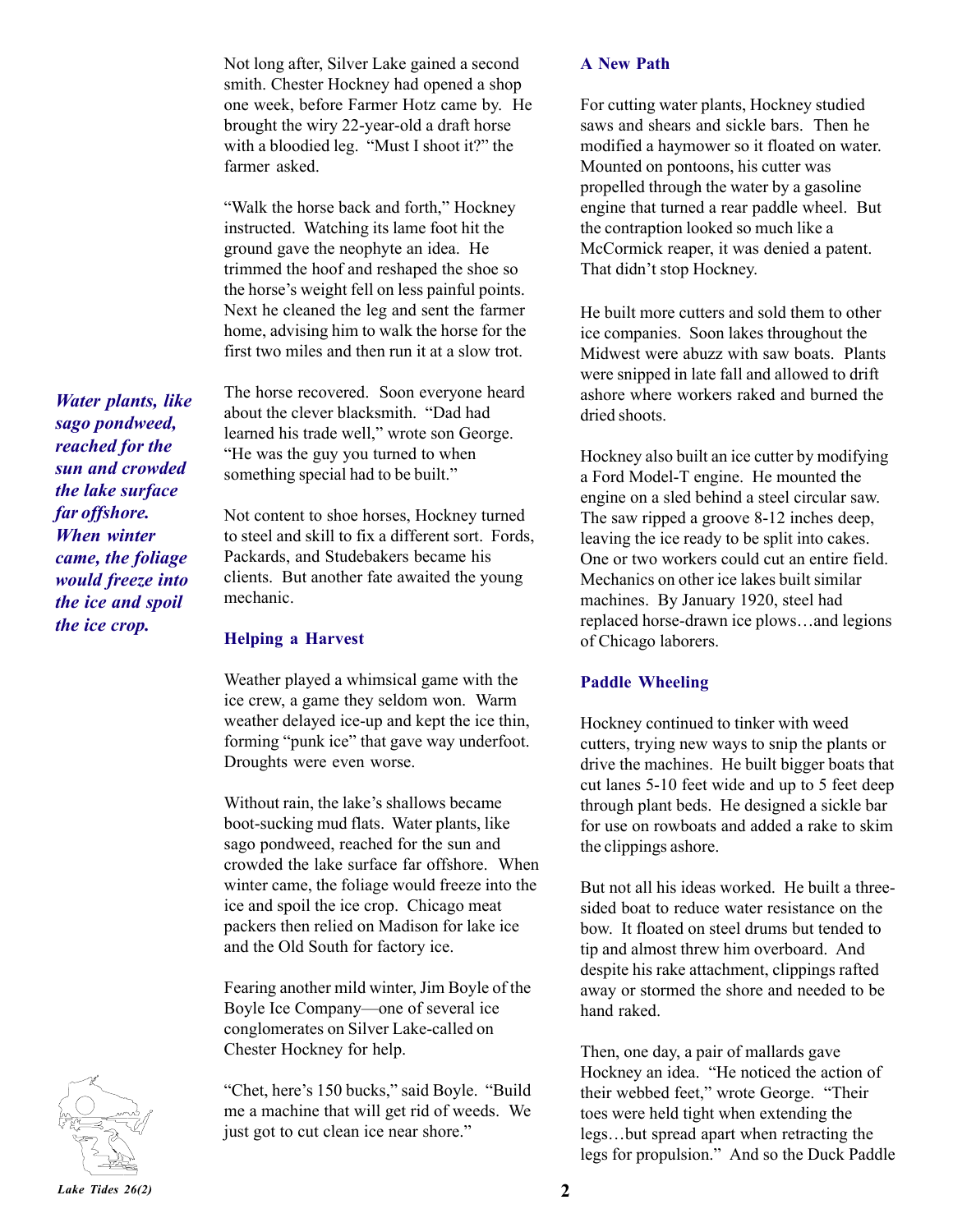Not long after, Silver Lake gained a second smith. Chester Hockney had opened a shop one week, before Farmer Hotz came by. He brought the wiry 22-year-old a draft horse with a bloodied leg. "Must I shoot it?" the farmer asked.

"Walk the horse back and forth," Hockney instructed. Watching its lame foot hit the ground gave the neophyte an idea. He trimmed the hoof and reshaped the shoe so the horse's weight fell on less painful points. Next he cleaned the leg and sent the farmer home, advising him to walk the horse for the first two miles and then run it at a slow trot.

*Water plants, like sago pondweed, reached for the sun and crowded the lake surface far offshore. When winter came, the foliage would freeze into the ice and spoil the ice crop.*

The horse recovered. Soon everyone heard about the clever blacksmith. "Dad had learned his trade well," wrote son George. "He was the guy you turned to when something special had to be built."

Not content to shoe horses, Hockney turned to steel and skill to fix a different sort. Fords, Packards, and Studebakers became his clients. But another fate awaited the young mechanic.

### Helping a Harvest

Weather played a whimsical game with the ice crew, a game they seldom won. Warm weather delayed ice-up and kept the ice thin, forming "punk ice" that gave way underfoot. Droughts were even worse.

Without rain, the lake's shallows became boot-sucking mud flats. Water plants, like sago pondweed, reached for the sun and crowded the lake surface far offshore. When winter came, the foliage would freeze into the ice and spoil the ice crop. Chicago meat packers then relied on Madison for lake ice and the Old South for factory ice.

Fearing another mild winter, Jim Boyle of the Boyle Ice Company—one of several ice conglomerates on Silver Lake-called on Chester Hockney for help.

"Chet, here's 150 bucks," said Boyle. "Build me a machine that will get rid of weeds. We just got to cut clean ice near shore."

### A New Path

For cutting water plants, Hockney studied saws and shears and sickle bars. Then he modified a haymower so it floated on water. Mounted on pontoons, his cutter was propelled through the water by a gasoline engine that turned a rear paddle wheel. But the contraption looked so much like a McCormick reaper, it was denied a patent. That didn't stop Hockney.

He built more cutters and sold them to other ice companies. Soon lakes throughout the Midwest were abuzz with saw boats. Plants were snipped in late fall and allowed to drift ashore where workers raked and burned the dried shoots.

Hockney also built an ice cutter by modifying a Ford Model-T engine. He mounted the engine on a sled behind a steel circular saw. The saw ripped a groove 8-12 inches deep, leaving the ice ready to be split into cakes. One or two workers could cut an entire field. Mechanics on other ice lakes built similar machines. By January 1920, steel had replaced horse-drawn ice plows…and legions of Chicago laborers.

### Paddle Wheeling

Hockney continued to tinker with weed cutters, trying new ways to snip the plants or drive the machines. He built bigger boats that cut lanes 5-10 feet wide and up to 5 feet deep through plant beds. He designed a sickle bar for use on rowboats and added a rake to skim the clippings ashore.

But not all his ideas worked. He built a three-sided boat to reduce water resistance on the bow. It floated on steel drums but tended to tip and almost threw him overboard. And despite his rake attachment, clippings rafted away or stormed the shore and needed to be hand raked.

Then, one day, a pair of mallards gave Hockney an idea. "He noticed the action of their webbed feet," wrote George. "Their toes were held tight when extending the legs…but spread apart when retracting the legs for propulsion." And so the Duck Paddle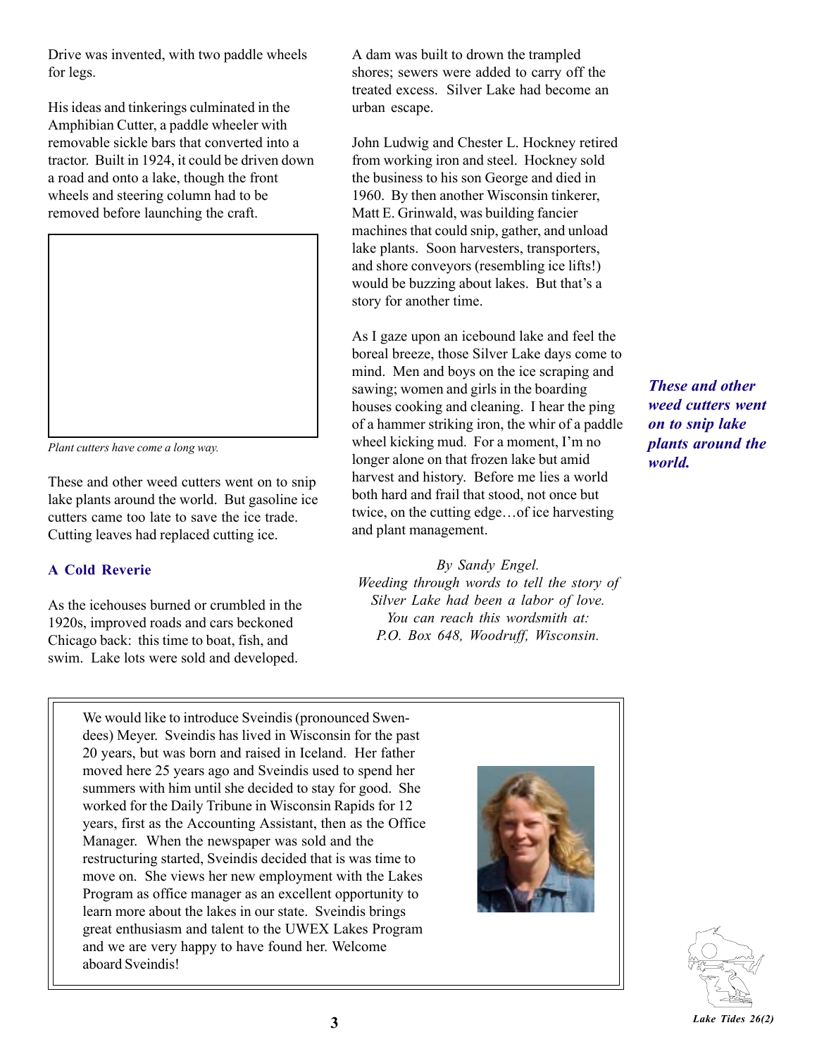Drive was invented, with two paddle wheels for legs.

His ideas and tinkerings culminated in the Amphibian Cutter, a paddle wheeler with removable sickle bars that converted into a tractor. Built in 1924, it could be driven down a road and onto a lake, though the front wheels and steering column had to be removed before launching the craft.

*Plant cutters have come a long way.*

These and other weed cutters went on to snip lake plants around the world. But gasoline ice cutters came too late to save the ice trade. Cutting leaves had replaced cutting ice.

### A Cold Reverie

As the icehouses burned or crumbled in the 1920s, improved roads and cars beckoned Chicago back: this time to boat, fish, and swim. Lake lots were sold and developed. A dam was built to drown the trampled shores; sewers were added to carry off the treated excess. Silver Lake had become an urban escape.

John Ludwig and Chester L. Hockney retired from working iron and steel. Hockney sold the business to his son George and died in 1960. By then another Wisconsin tinkerer, Matt E. Grinwald, was building fancier machines that could snip, gather, and unload lake plants. Soon harvesters, transporters, and shore conveyors (resembling ice lifts!) would be buzzing about lakes. But that's a story for another time.

As I gaze upon an icebound lake and feel the boreal breeze, those Silver Lake days come to mind. Men and boys on the ice scraping and sawing; women and girls in the boarding houses cooking and cleaning. I hear the ping of a hammer striking iron, the whir of a paddle wheel kicking mud. For a moment, I'm no longer alone on that frozen lake but amid harvest and history. Before me lies a world both hard and frail that stood, not once but twice, on the cutting edge…of ice harvesting and plant management.

*By Sandy Engel.*
*Weeding through words to tell the story of Silver Lake had been a labor of love.*
*You can reach this wordsmith at:*
*P.O. Box 648, Woodruff, Wisconsin.*

***These and other weed cutters went on to snip lake plants around the world.***

We would like to introduce Sveindis (pronounced Swen-dees) Meyer. Sveindis has lived in Wisconsin for the past 20 years, but was born and raised in Iceland. Her father moved here 25 years ago and Sveindis used to spend her summers with him until she decided to stay for good. She worked for the Daily Tribune in Wisconsin Rapids for 12 years, first as the Accounting Assistant, then as the Office Manager. When the newspaper was sold and the restructuring started, Sveindis decided that is was time to move on. She views her new employment with the Lakes Program as office manager as an excellent opportunity to learn more about the lakes in our state. Sveindis brings great enthusiasm and talent to the UWEX Lakes Program and we are very happy to have found her. Welcome aboard Sveindis!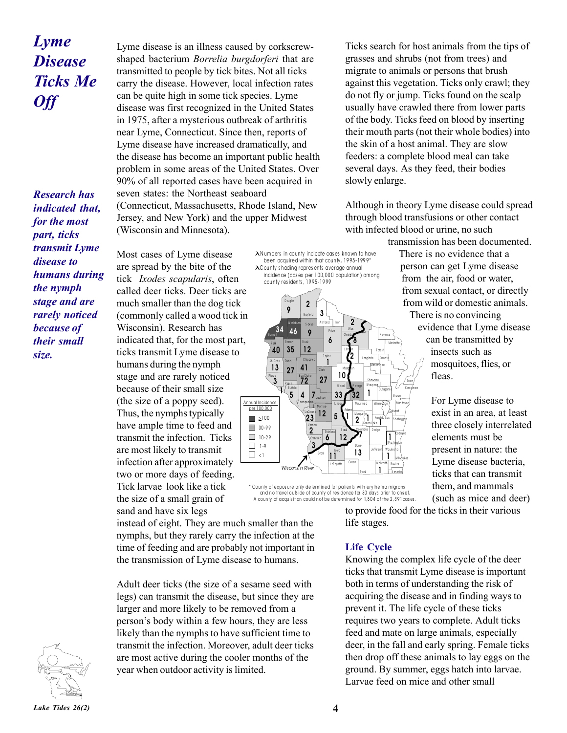# *Lyme Disease Ticks Me Off*

***Research has indicated that, for the most part, ticks transmit Lyme disease to humans during the nymph stage and are rarely noticed because of their small size.***

Lyme disease is an illness caused by corkscrew-shaped bacterium *Borrelia burgdorferi* that are transmitted to people by tick bites. Not all ticks carry the disease. However, local infection rates can be quite high in some tick species. Lyme disease was first recognized in the United States in 1975, after a mysterious outbreak of arthritis near Lyme, Connecticut. Since then, reports of Lyme disease have increased dramatically, and the disease has become an important public health problem in some areas of the United States. Over 90% of all reported cases have been acquired in seven states: the Northeast seaboard (Connecticut, Massachusetts, Rhode Island, New Jersey, and New York) and the upper Midwest (Wisconsin and Minnesota).

Most cases of Lyme disease are spread by the bite of the tick *Ixodes scapularis*, often called deer ticks. Deer ticks are much smaller than the dog tick (commonly called a wood tick in Wisconsin). Research has indicated that, for the most part, ticks transmit Lyme disease to humans during the nymph stage and are rarely noticed because of their small size (the size of a poppy seed). Thus, the nymphs typically have ample time to feed and transmit the infection. Ticks are most likely to transmit infection after approximately two or more days of feeding. Tick larvae look like a tick the size of a small grain of sand and have six legs instead of eight. They are much smaller than the nymphs, but they rarely carry the infection at the time of feeding and are probably not important in the transmission of Lyme disease to humans.

Adult deer ticks (the size of a sesame seed with legs) can transmit the disease, but since they are larger and more likely to be removed from a person's body within a few hours, they are less likely than the nymphs to have sufficient time to transmit the infection. Moreover, adult deer ticks are most active during the cooler months of the year when outdoor activity is limited.

Numbers in county indicate cases known to have been acquired within that county, 1995-1999*
County shading represents average annual incidence (cases per 100,000 population) among county residents, 1995-1999

Annual Incidence per 100,000: ≥100; 30-99; 10-29; 1-9; <1

\* County of exposure only determined for patients with erythema migrans and no travel outside of county of residence for 30 days prior to onset. A county of acquisition could not be determined for 1,804 of the 2,391 cases.

Ticks search for host animals from the tips of grasses and shrubs (not from trees) and migrate to animals or persons that brush against this vegetation. Ticks only crawl; they do not fly or jump. Ticks found on the scalp usually have crawled there from lower parts of the body. Ticks feed on blood by inserting their mouth parts (not their whole bodies) into the skin of a host animal. They are slow feeders: a complete blood meal can take several days. As they feed, their bodies slowly enlarge.

Although in theory Lyme disease could spread through blood transfusions or other contact with infected blood or urine, no such transmission has been documented. There is no evidence that a person can get Lyme disease from the air, food or water, from sexual contact, or directly from wild or domestic animals. There is no convincing evidence that Lyme disease can be transmitted by insects such as mosquitoes, flies, or fleas.

For Lyme disease to exist in an area, at least three closely interrelated elements must be present in nature: the Lyme disease bacteria, ticks that can transmit them, and mammals (such as mice and deer) to provide food for the ticks in their various life stages.

## Life Cycle

Knowing the complex life cycle of the deer ticks that transmit Lyme disease is important both in terms of understanding the risk of acquiring the disease and in finding ways to prevent it. The life cycle of these ticks requires two years to complete. Adult ticks feed and mate on large animals, especially deer, in the fall and early spring. Female ticks then drop off these animals to lay eggs on the ground. By summer, eggs hatch into larvae. Larvae feed on mice and other small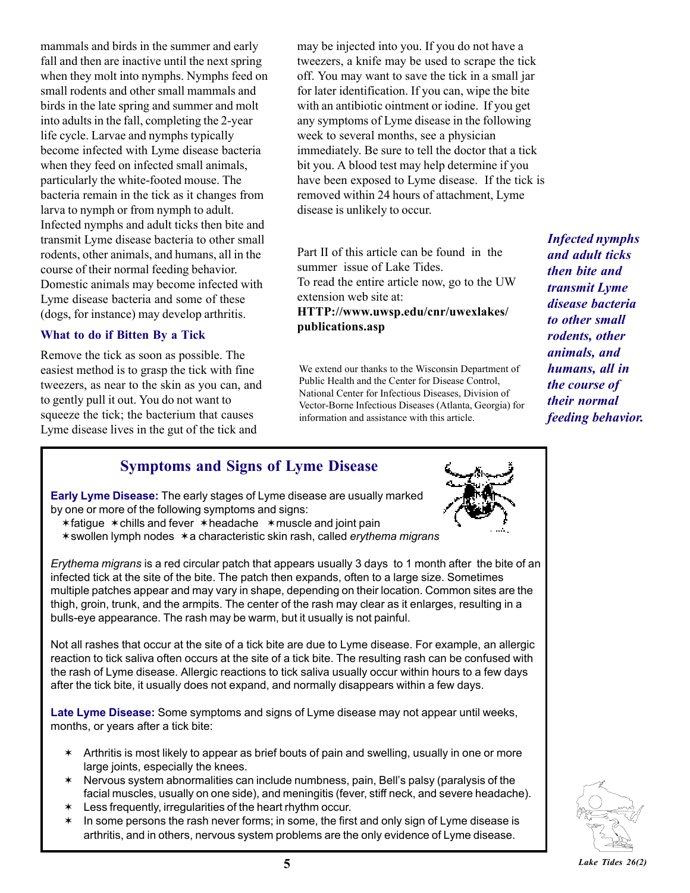mammals and birds in the summer and early fall and then are inactive until the next spring when they molt into nymphs. Nymphs feed on small rodents and other small mammals and birds in the late spring and summer and molt into adults in the fall, completing the 2-year life cycle. Larvae and nymphs typically become infected with Lyme disease bacteria when they feed on infected small animals, particularly the white-footed mouse. The bacteria remain in the tick as it changes from larva to nymph or from nymph to adult. Infected nymphs and adult ticks then bite and transmit Lyme disease bacteria to other small rodents, other animals, and humans, all in the course of their normal feeding behavior. Domestic animals may become infected with Lyme disease bacteria and some of these (dogs, for instance) may develop arthritis.

### What to do if Bitten By a Tick

Remove the tick as soon as possible. The easiest method is to grasp the tick with fine tweezers, as near to the skin as you can, and to gently pull it out. You do not want to squeeze the tick; the bacterium that causes Lyme disease lives in the gut of the tick and may be injected into you. If you do not have a tweezers, a knife may be used to scrape the tick off. You may want to save the tick in a small jar for later identification. If you can, wipe the bite with an antibiotic ointment or iodine. If you get any symptoms of Lyme disease in the following week to several months, see a physician immediately. Be sure to tell the doctor that a tick bit you. A blood test may help determine if you have been exposed to Lyme disease. If the tick is removed within 24 hours of attachment, Lyme disease is unlikely to occur.

Part II of this article can be found in the summer issue of Lake Tides.
To read the entire article now, go to the UW extension web site at:
**HTTP://www.uwsp.edu/cnr/uwexlakes/publications.asp**

We extend our thanks to the Wisconsin Department of Public Health and the Center for Disease Control, National Center for Infectious Diseases, Division of Vector-Borne Infectious Diseases (Atlanta, Georgia) for information and assistance with this article.

***Infected nymphs and adult ticks then bite and transmit Lyme disease bacteria to other small rodents, other animals, and humans, all in the course of their normal feeding behavior.***

## Symptoms and Signs of Lyme Disease

**Early Lyme Disease:** The early stages of Lyme disease are usually marked by one or more of the following symptoms and signs:

✶fatigue ✶chills and fever ✶headache ✶muscle and joint pain
✶swollen lymph nodes ✶a characteristic skin rash, called *erythema migrans*

*Erythema migrans* is a red circular patch that appears usually 3 days to 1 month after the bite of an infected tick at the site of the bite. The patch then expands, often to a large size. Sometimes multiple patches appear and may vary in shape, depending on their location. Common sites are the thigh, groin, trunk, and the armpits. The center of the rash may clear as it enlarges, resulting in a bulls-eye appearance. The rash may be warm, but it usually is not painful.

Not all rashes that occur at the site of a tick bite are due to Lyme disease. For example, an allergic reaction to tick saliva often occurs at the site of a tick bite. The resulting rash can be confused with the rash of Lyme disease. Allergic reactions to tick saliva usually occur within hours to a few days after the tick bite, it usually does not expand, and normally disappears within a few days.

**Late Lyme Disease:** Some symptoms and signs of Lyme disease may not appear until weeks, months, or years after a tick bite:

- Arthritis is most likely to appear as brief bouts of pain and swelling, usually in one or more large joints, especially the knees.
- Nervous system abnormalities can include numbness, pain, Bell's palsy (paralysis of the facial muscles, usually on one side), and meningitis (fever, stiff neck, and severe headache).
- Less frequently, irregularities of the heart rhythm occur.
- In some persons the rash never forms; in some, the first and only sign of Lyme disease is arthritis, and in others, nervous system problems are the only evidence of Lyme disease.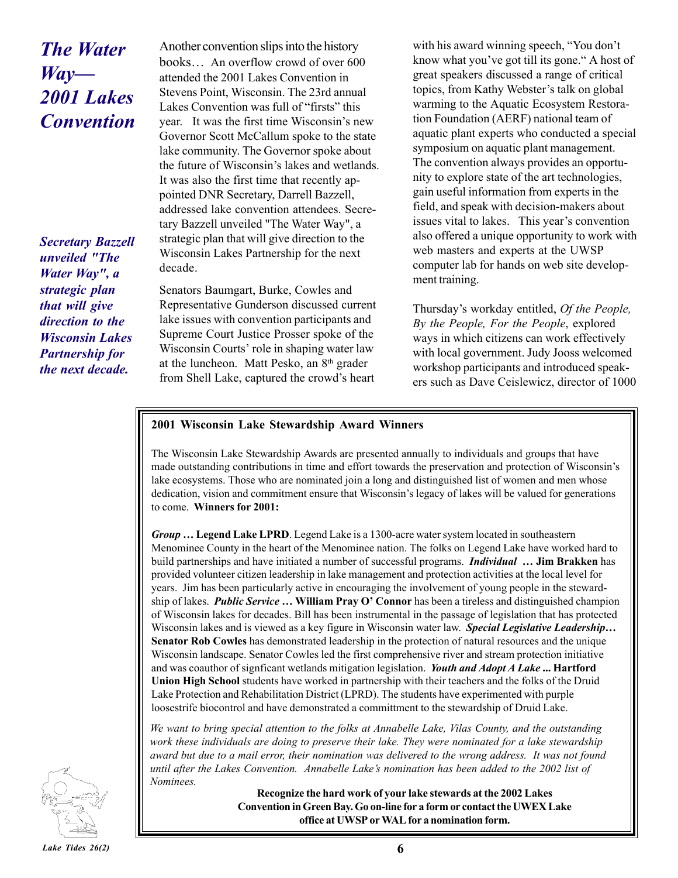# *The Water Way— 2001 Lakes Convention*

***Secretary Bazzell unveiled "The Water Way", a strategic plan that will give direction to the Wisconsin Lakes Partnership for the next decade.***

Another convention slips into the history books… An overflow crowd of over 600 attended the 2001 Lakes Convention in Stevens Point, Wisconsin. The 23rd annual Lakes Convention was full of "firsts" this year. It was the first time Wisconsin's new Governor Scott McCallum spoke to the state lake community. The Governor spoke about the future of Wisconsin's lakes and wetlands. It was also the first time that recently appointed DNR Secretary, Darrell Bazzell, addressed lake convention attendees. Secretary Bazzell unveiled "The Water Way", a strategic plan that will give direction to the Wisconsin Lakes Partnership for the next decade.

Senators Baumgart, Burke, Cowles and Representative Gunderson discussed current lake issues with convention participants and Supreme Court Justice Prosser spoke of the Wisconsin Courts' role in shaping water law at the luncheon. Matt Pesko, an 8th grader from Shell Lake, captured the crowd's heart with his award winning speech, "You don't know what you've got till its gone." A host of great speakers discussed a range of critical topics, from Kathy Webster's talk on global warming to the Aquatic Ecosystem Restoration Foundation (AERF) national team of aquatic plant experts who conducted a special symposium on aquatic plant management. The convention always provides an opportunity to explore state of the art technologies, gain useful information from experts in the field, and speak with decision-makers about issues vital to lakes. This year's convention also offered a unique opportunity to work with web masters and experts at the UWSP computer lab for hands on web site development training.

Thursday's workday entitled, *Of the People, By the People, For the People*, explored ways in which citizens can work effectively with local government. Judy Jooss welcomed workshop participants and introduced speakers such as Dave Ceislewicz, director of 1000

---

**2001 Wisconsin Lake Stewardship Award Winners**

The Wisconsin Lake Stewardship Awards are presented annually to individuals and groups that have made outstanding contributions in time and effort towards the preservation and protection of Wisconsin's lake ecosystems. Those who are nominated join a long and distinguished list of women and men whose dedication, vision and commitment ensure that Wisconsin's legacy of lakes will be valued for generations to come. **Winners for 2001:**

***Group …*** **Legend Lake LPRD**. Legend Lake is a 1300-acre water system located in southeastern Menominee County in the heart of the Menominee nation. The folks on Legend Lake have worked hard to build partnerships and have initiated a number of successful programs. ***Individual …*** **Jim Brakken** has provided volunteer citizen leadership in lake management and protection activities at the local level for years. Jim has been particularly active in encouraging the involvement of young people in the stewardship of lakes. ***Public Service …*** **William Pray O' Connor** has been a tireless and distinguished champion of Wisconsin lakes for decades. Bill has been instrumental in the passage of legislation that has protected Wisconsin lakes and is viewed as a key figure in Wisconsin water law. ***Special Legislative Leadership…*** **Senator Rob Cowles** has demonstrated leadership in the protection of natural resources and the unique Wisconsin landscape. Senator Cowles led the first comprehensive river and stream protection initiative and was coauthor of signficant wetlands mitigation legislation. ***Youth and Adopt A Lake ...*** **Hartford Union High School** students have worked in partnership with their teachers and the folks of the Druid Lake Protection and Rehabilitation District (LPRD). The students have experimented with purple loosestrife biocontrol and have demonstrated a committment to the stewardship of Druid Lake.

*We want to bring special attention to the folks at Annabelle Lake, Vilas County, and the outstanding work these individuals are doing to preserve their lake. They were nominated for a lake stewardship award but due to a mail error, their nomination was delivered to the wrong address. It was not found until after the Lakes Convention. Annabelle Lake's nomination has been added to the 2002 list of Nominees.*

**Recognize the hard work of your lake stewards at the 2002 Lakes Convention in Green Bay. Go on-line for a form or contact the UWEX Lake office at UWSP or WAL for a nomination form.**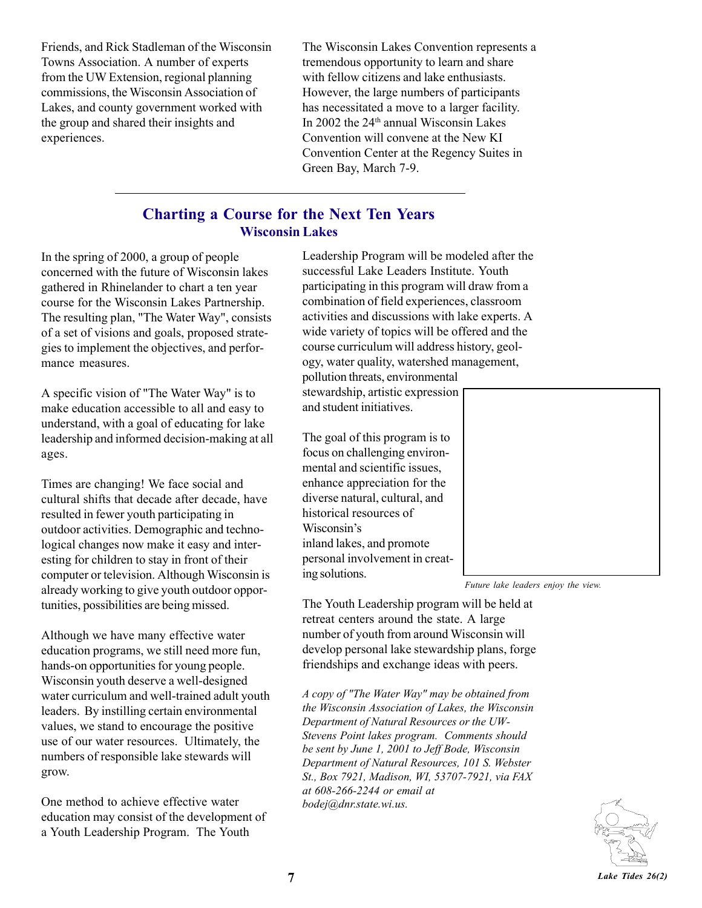Friends, and Rick Stadleman of the Wisconsin Towns Association. A number of experts from the UW Extension, regional planning commissions, the Wisconsin Association of Lakes, and county government worked with the group and shared their insights and experiences.

The Wisconsin Lakes Convention represents a tremendous opportunity to learn and share with fellow citizens and lake enthusiasts. However, the large numbers of participants has necessitated a move to a larger facility. In 2002 the 24th annual Wisconsin Lakes Convention will convene at the New KI Convention Center at the Regency Suites in Green Bay, March 7-9.

## Charting a Course for the Next Ten Years

### Wisconsin Lakes

In the spring of 2000, a group of people concerned with the future of Wisconsin lakes gathered in Rhinelander to chart a ten year course for the Wisconsin Lakes Partnership. The resulting plan, "The Water Way", consists of a set of visions and goals, proposed strategies to implement the objectives, and performance measures.

A specific vision of "The Water Way" is to make education accessible to all and easy to understand, with a goal of educating for lake leadership and informed decision-making at all ages.

Times are changing! We face social and cultural shifts that decade after decade, have resulted in fewer youth participating in outdoor activities. Demographic and technological changes now make it easy and interesting for children to stay in front of their computer or television. Although Wisconsin is already working to give youth outdoor opportunities, possibilities are being missed.

Although we have many effective water education programs, we still need more fun, hands-on opportunities for young people. Wisconsin youth deserve a well-designed water curriculum and well-trained adult youth leaders. By instilling certain environmental values, we stand to encourage the positive use of our water resources. Ultimately, the numbers of responsible lake stewards will grow.

One method to achieve effective water education may consist of the development of a Youth Leadership Program. The Youth Leadership Program will be modeled after the successful Lake Leaders Institute. Youth participating in this program will draw from a combination of field experiences, classroom activities and discussions with lake experts. A wide variety of topics will be offered and the course curriculum will address history, geology, water quality, watershed management, pollution threats, environmental stewardship, artistic expression and student initiatives.

The goal of this program is to focus on challenging environmental and scientific issues, enhance appreciation for the diverse natural, cultural, and historical resources of Wisconsin's inland lakes, and promote personal involvement in creating solutions.

*Future lake leaders enjoy the view.*

The Youth Leadership program will be held at retreat centers around the state. A large number of youth from around Wisconsin will develop personal lake stewardship plans, forge friendships and exchange ideas with peers.

*A copy of "The Water Way" may be obtained from the Wisconsin Association of Lakes, the Wisconsin Department of Natural Resources or the UW-Stevens Point lakes program. Comments should be sent by June 1, 2001 to Jeff Bode, Wisconsin Department of Natural Resources, 101 S. Webster St., Box 7921, Madison, WI, 53707-7921, via FAX at 608-266-2244 or email at bodej@dnr.state.wi.us.*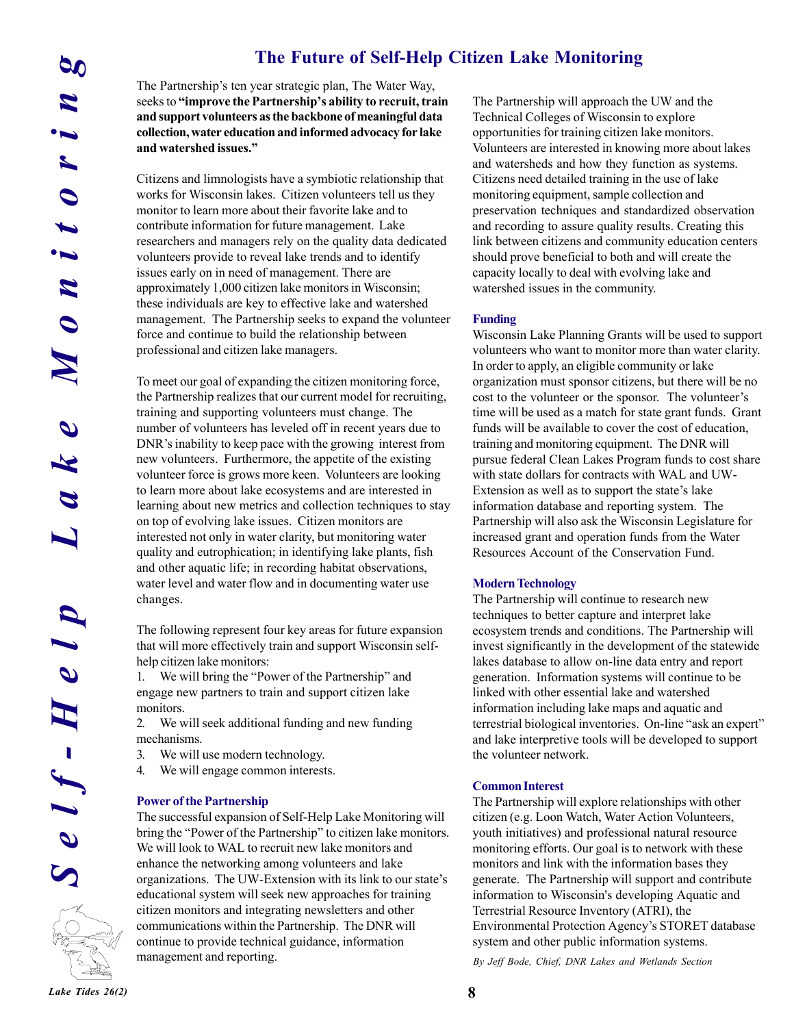# The Future of Self-Help Citizen Lake Monitoring

The Partnership's ten year strategic plan, The Water Way, seeks to **"improve the Partnership's ability to recruit, train and support volunteers as the backbone of meaningful data collection, water education and informed advocacy for lake and watershed issues."**

Citizens and limnologists have a symbiotic relationship that works for Wisconsin lakes. Citizen volunteers tell us they monitor to learn more about their favorite lake and to contribute information for future management. Lake researchers and managers rely on the quality data dedicated volunteers provide to reveal lake trends and to identify issues early on in need of management. There are approximately 1,000 citizen lake monitors in Wisconsin; these individuals are key to effective lake and watershed management. The Partnership seeks to expand the volunteer force and continue to build the relationship between professional and citizen lake managers.

To meet our goal of expanding the citizen monitoring force, the Partnership realizes that our current model for recruiting, training and supporting volunteers must change. The number of volunteers has leveled off in recent years due to DNR's inability to keep pace with the growing interest from new volunteers. Furthermore, the appetite of the existing volunteer force is grows more keen. Volunteers are looking to learn more about lake ecosystems and are interested in learning about new metrics and collection techniques to stay on top of evolving lake issues. Citizen monitors are interested not only in water clarity, but monitoring water quality and eutrophication; in identifying lake plants, fish and other aquatic life; in recording habitat observations, water level and water flow and in documenting water use changes.

The following represent four key areas for future expansion that will more effectively train and support Wisconsin self-help citizen lake monitors:

1. We will bring the "Power of the Partnership" and engage new partners to train and support citizen lake monitors.
2. We will seek additional funding and new funding mechanisms.
3. We will use modern technology.
4. We will engage common interests.

### Power of the Partnership

The successful expansion of Self-Help Lake Monitoring will bring the "Power of the Partnership" to citizen lake monitors. We will look to WAL to recruit new lake monitors and enhance the networking among volunteers and lake organizations. The UW-Extension with its link to our state's educational system will seek new approaches for training citizen monitors and integrating newsletters and other communications within the Partnership. The DNR will continue to provide technical guidance, information management and reporting.

The Partnership will approach the UW and the Technical Colleges of Wisconsin to explore opportunities for training citizen lake monitors. Volunteers are interested in knowing more about lakes and watersheds and how they function as systems. Citizens need detailed training in the use of lake monitoring equipment, sample collection and preservation techniques and standardized observation and recording to assure quality results. Creating this link between citizens and community education centers should prove beneficial to both and will create the capacity locally to deal with evolving lake and watershed issues in the community.

### Funding

Wisconsin Lake Planning Grants will be used to support volunteers who want to monitor more than water clarity. In order to apply, an eligible community or lake organization must sponsor citizens, but there will be no cost to the volunteer or the sponsor. The volunteer's time will be used as a match for state grant funds. Grant funds will be available to cover the cost of education, training and monitoring equipment. The DNR will pursue federal Clean Lakes Program funds to cost share with state dollars for contracts with WAL and UW-Extension as well as to support the state's lake information database and reporting system. The Partnership will also ask the Wisconsin Legislature for increased grant and operation funds from the Water Resources Account of the Conservation Fund.

### Modern Technology

The Partnership will continue to research new techniques to better capture and interpret lake ecosystem trends and conditions. The Partnership will invest significantly in the development of the statewide lakes database to allow on-line data entry and report generation. Information systems will continue to be linked with other essential lake and watershed information including lake maps and aquatic and terrestrial biological inventories. On-line "ask an expert" and lake interpretive tools will be developed to support the volunteer network.

### Common Interest

The Partnership will explore relationships with other citizen (e.g. Loon Watch, Water Action Volunteers, youth initiatives) and professional natural resource monitoring efforts. Our goal is to network with these monitors and link with the information bases they generate. The Partnership will support and contribute information to Wisconsin's developing Aquatic and Terrestrial Resource Inventory (ATRI), the Environmental Protection Agency's STORET database system and other public information systems.

*By Jeff Bode, Chief, DNR Lakes and Wetlands Section*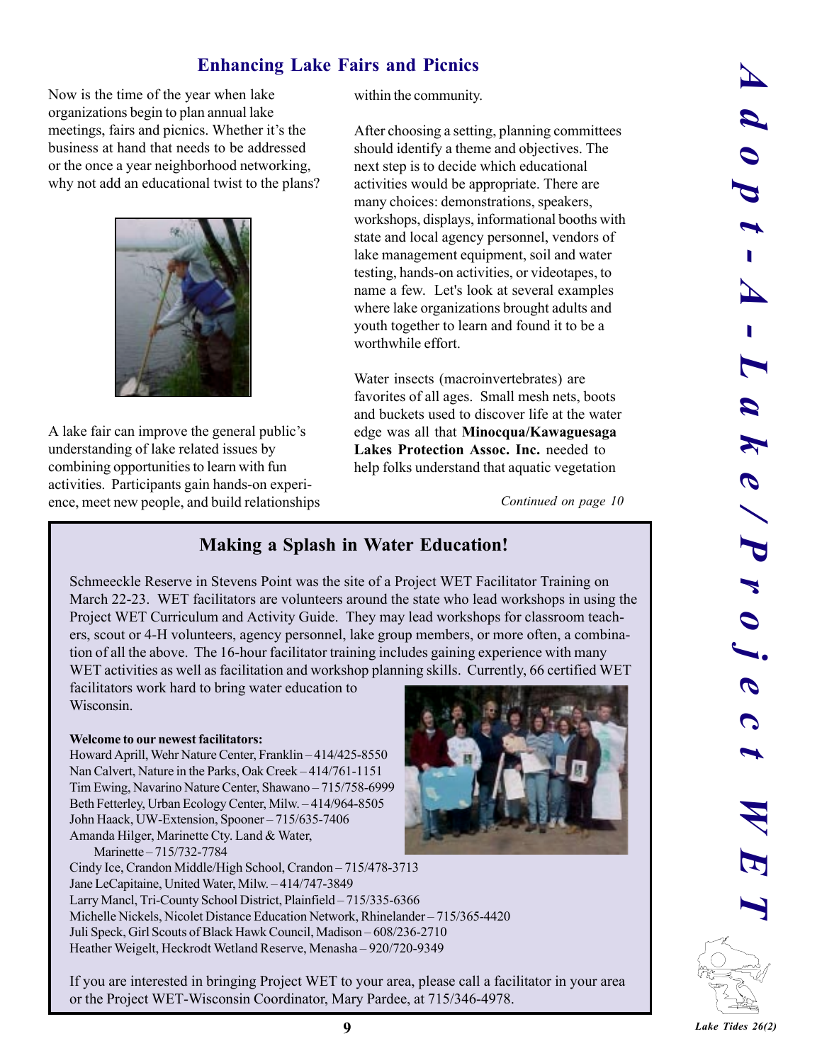## Enhancing Lake Fairs and Picnics

Now is the time of the year when lake organizations begin to plan annual lake meetings, fairs and picnics. Whether it's the business at hand that needs to be addressed or the once a year neighborhood networking, why not add an educational twist to the plans?

A lake fair can improve the general public's understanding of lake related issues by combining opportunities to learn with fun activities. Participants gain hands-on experience, meet new people, and build relationships within the community.

After choosing a setting, planning committees should identify a theme and objectives. The next step is to decide which educational activities would be appropriate. There are many choices: demonstrations, speakers, workshops, displays, informational booths with state and local agency personnel, vendors of lake management equipment, soil and water testing, hands-on activities, or videotapes, to name a few. Let's look at several examples where lake organizations brought adults and youth together to learn and found it to be a worthwhile effort.

Water insects (macroinvertebrates) are favorites of all ages. Small mesh nets, boots and buckets used to discover life at the water edge was all that **Minocqua/Kawaguesaga Lakes Protection Assoc. Inc.** needed to help folks understand that aquatic vegetation

*Continued on page 10*

## Making a Splash in Water Education!

Schmeeckle Reserve in Stevens Point was the site of a Project WET Facilitator Training on March 22-23. WET facilitators are volunteers around the state who lead workshops in using the Project WET Curriculum and Activity Guide. They may lead workshops for classroom teachers, scout or 4-H volunteers, agency personnel, lake group members, or more often, a combination of all the above. The 16-hour facilitator training includes gaining experience with many WET activities as well as facilitation and workshop planning skills. Currently, 66 certified WET facilitators work hard to bring water education to Wisconsin.

**Welcome to our newest facilitators:**

Howard Aprill, Wehr Nature Center, Franklin – 414/425-8550
Nan Calvert, Nature in the Parks, Oak Creek – 414/761-1151
Tim Ewing, Navarino Nature Center, Shawano – 715/758-6999
Beth Fetterley, Urban Ecology Center, Milw. – 414/964-8505
John Haack, UW-Extension, Spooner – 715/635-7406
Amanda Hilger, Marinette Cty. Land & Water, Marinette – 715/732-7784
Cindy Ice, Crandon Middle/High School, Crandon – 715/478-3713
Jane LeCapitaine, United Water, Milw. – 414/747-3849
Larry Mancl, Tri-County School District, Plainfield – 715/335-6366
Michelle Nickels, Nicolet Distance Education Network, Rhinelander – 715/365-4420
Juli Speck, Girl Scouts of Black Hawk Council, Madison – 608/236-2710
Heather Weigelt, Heckrodt Wetland Reserve, Menasha – 920/720-9349

If you are interested in bringing Project WET to your area, please call a facilitator in your area or the Project WET-Wisconsin Coordinator, Mary Pardee, at 715/346-4978.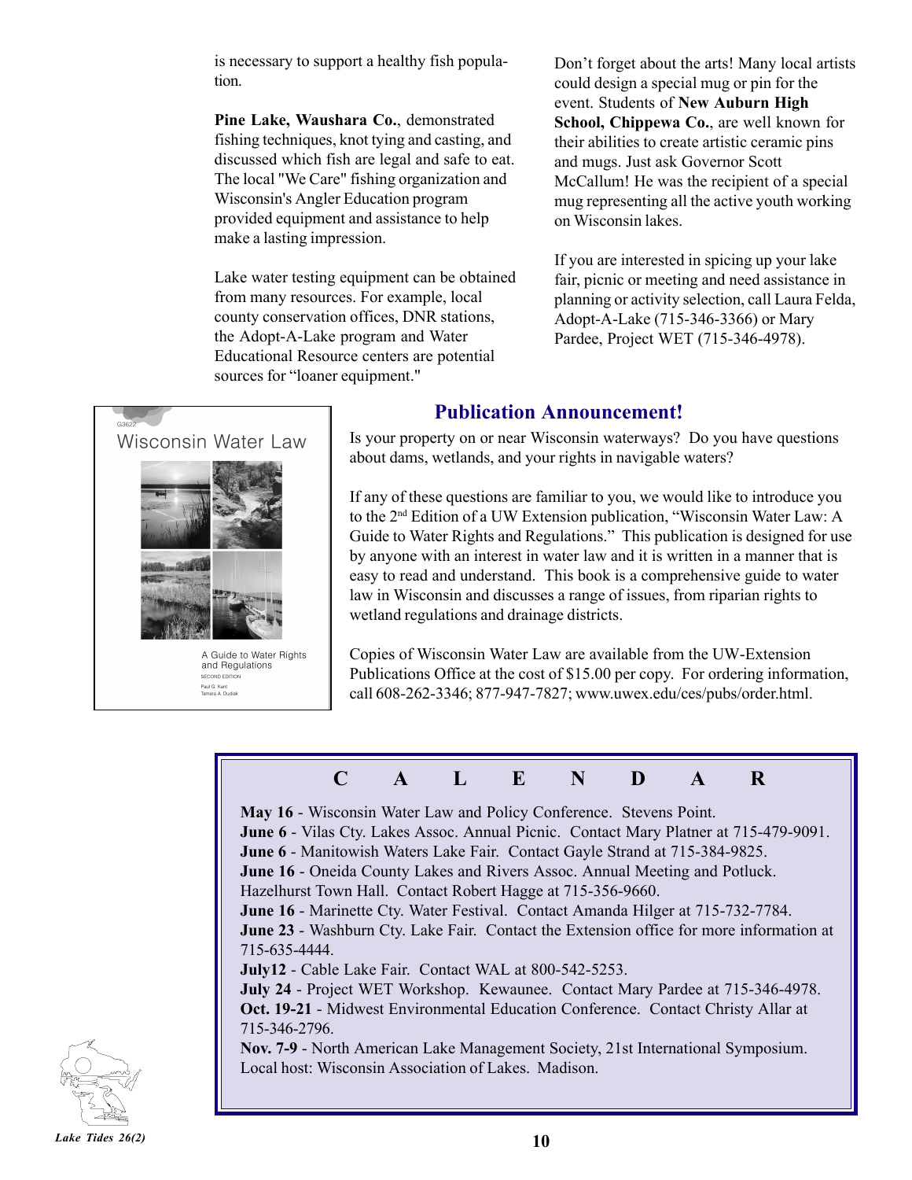is necessary to support a healthy fish population.

**Pine Lake, Waushara Co.**, demonstrated fishing techniques, knot tying and casting, and discussed which fish are legal and safe to eat. The local "We Care" fishing organization and Wisconsin's Angler Education program provided equipment and assistance to help make a lasting impression.

Lake water testing equipment can be obtained from many resources. For example, local county conservation offices, DNR stations, the Adopt-A-Lake program and Water Educational Resource centers are potential sources for "loaner equipment."

Don't forget about the arts! Many local artists could design a special mug or pin for the event. Students of **New Auburn High School, Chippewa Co.**, are well known for their abilities to create artistic ceramic pins and mugs. Just ask Governor Scott McCallum! He was the recipient of a special mug representing all the active youth working on Wisconsin lakes.

If you are interested in spicing up your lake fair, picnic or meeting and need assistance in planning or activity selection, call Laura Felda, Adopt-A-Lake (715-346-3366) or Mary Pardee, Project WET (715-346-4978).

## Publication Announcement!

Is your property on or near Wisconsin waterways? Do you have questions about dams, wetlands, and your rights in navigable waters?

If any of these questions are familiar to you, we would like to introduce you to the 2nd Edition of a UW Extension publication, "Wisconsin Water Law: A Guide to Water Rights and Regulations." This publication is designed for use by anyone with an interest in water law and it is written in a manner that is easy to read and understand. This book is a comprehensive guide to water law in Wisconsin and discusses a range of issues, from riparian rights to wetland regulations and drainage districts.

Copies of Wisconsin Water Law are available from the UW-Extension Publications Office at the cost of $15.00 per copy. For ordering information, call 608-262-3346; 877-947-7827; www.uwex.edu/ces/pubs/order.html.

## C A L E N D A R

**May 16** - Wisconsin Water Law and Policy Conference. Stevens Point.
**June 6** - Vilas Cty. Lakes Assoc. Annual Picnic. Contact Mary Platner at 715-479-9091.
**June 6** - Manitowish Waters Lake Fair. Contact Gayle Strand at 715-384-9825.
**June 16** - Oneida County Lakes and Rivers Assoc. Annual Meeting and Potluck. Hazelhurst Town Hall. Contact Robert Hagge at 715-356-9660.
**June 16** - Marinette Cty. Water Festival. Contact Amanda Hilger at 715-732-7784.
**June 23** - Washburn Cty. Lake Fair. Contact the Extension office for more information at 715-635-4444.
**July12** - Cable Lake Fair. Contact WAL at 800-542-5253.
**July 24** - Project WET Workshop. Kewaunee. Contact Mary Pardee at 715-346-4978.
**Oct. 19-21** - Midwest Environmental Education Conference. Contact Christy Allar at 715-346-2796.
**Nov. 7-9** - North American Lake Management Society, 21st International Symposium. Local host: Wisconsin Association of Lakes. Madison.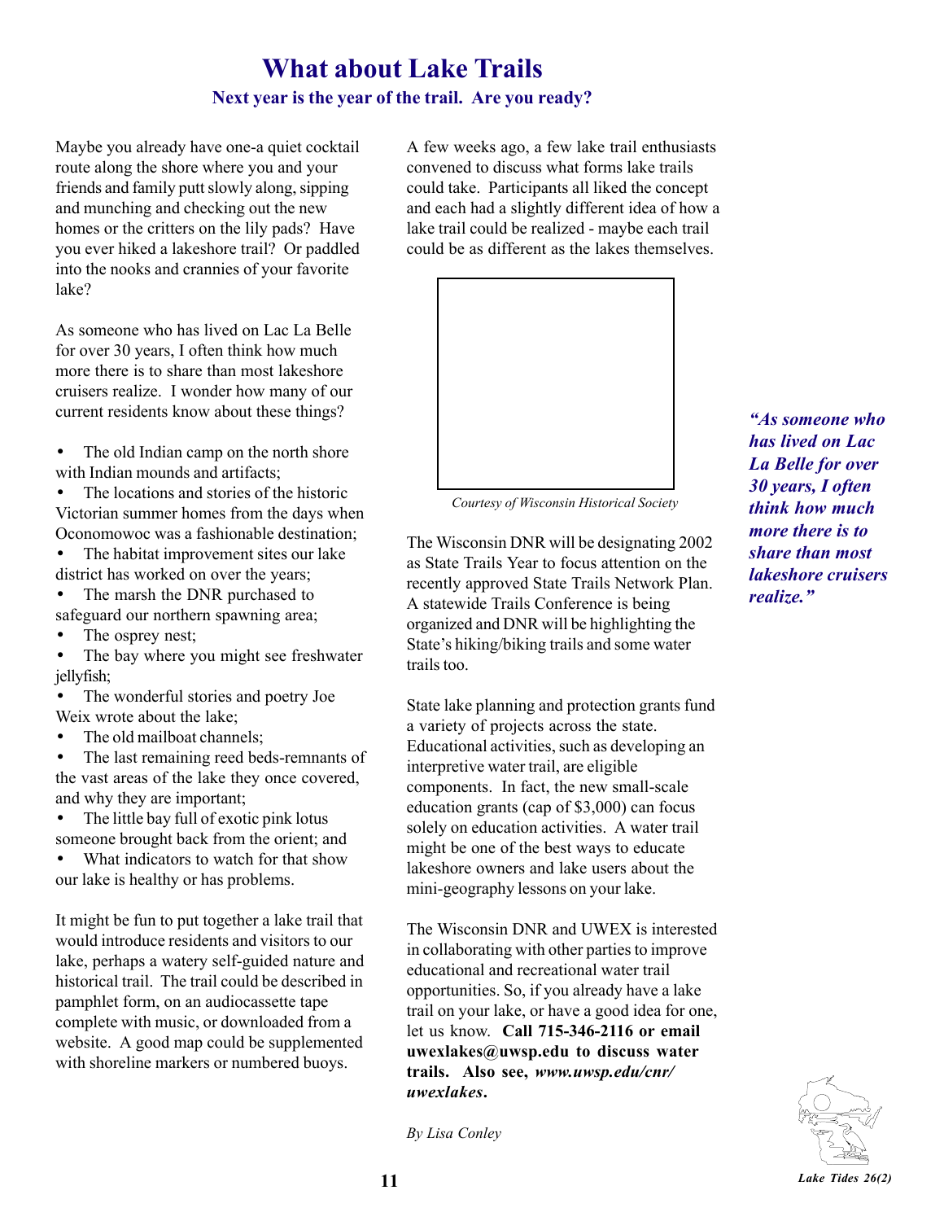# What about Lake Trails

## Next year is the year of the trail. Are you ready?

Maybe you already have one-a quiet cocktail route along the shore where you and your friends and family putt slowly along, sipping and munching and checking out the new homes or the critters on the lily pads? Have you ever hiked a lakeshore trail? Or paddled into the nooks and crannies of your favorite lake?

As someone who has lived on Lac La Belle for over 30 years, I often think how much more there is to share than most lakeshore cruisers realize. I wonder how many of our current residents know about these things?

- The old Indian camp on the north shore with Indian mounds and artifacts;
- The locations and stories of the historic Victorian summer homes from the days when Oconomowoc was a fashionable destination;
- The habitat improvement sites our lake district has worked on over the years;
- The marsh the DNR purchased to safeguard our northern spawning area;
- The osprey nest;
- The bay where you might see freshwater jellyfish;
- The wonderful stories and poetry Joe Weix wrote about the lake;
- The old mailboat channels;
- The last remaining reed beds-remnants of the vast areas of the lake they once covered, and why they are important;
- The little bay full of exotic pink lotus someone brought back from the orient; and
- What indicators to watch for that show our lake is healthy or has problems.

It might be fun to put together a lake trail that would introduce residents and visitors to our lake, perhaps a watery self-guided nature and historical trail. The trail could be described in pamphlet form, on an audiocassette tape complete with music, or downloaded from a website. A good map could be supplemented with shoreline markers or numbered buoys.

A few weeks ago, a few lake trail enthusiasts convened to discuss what forms lake trails could take. Participants all liked the concept and each had a slightly different idea of how a lake trail could be realized - maybe each trail could be as different as the lakes themselves.

*Courtesy of Wisconsin Historical Society*

The Wisconsin DNR will be designating 2002 as State Trails Year to focus attention on the recently approved State Trails Network Plan. A statewide Trails Conference is being organized and DNR will be highlighting the State's hiking/biking trails and some water trails too.

State lake planning and protection grants fund a variety of projects across the state. Educational activities, such as developing an interpretive water trail, are eligible components. In fact, the new small-scale education grants (cap of $3,000) can focus solely on education activities. A water trail might be one of the best ways to educate lakeshore owners and lake users about the mini-geography lessons on your lake.

The Wisconsin DNR and UWEX is interested in collaborating with other parties to improve educational and recreational water trail opportunities. So, if you already have a lake trail on your lake, or have a good idea for one, let us know. **Call 715-346-2116 or email uwexlakes@uwsp.edu to discuss water trails. Also see, *www.uwsp.edu/cnr/uwexlakes*.**

*By Lisa Conley*

***"As someone who has lived on Lac La Belle for over 30 years, I often think how much more there is to share than most lakeshore cruisers realize."***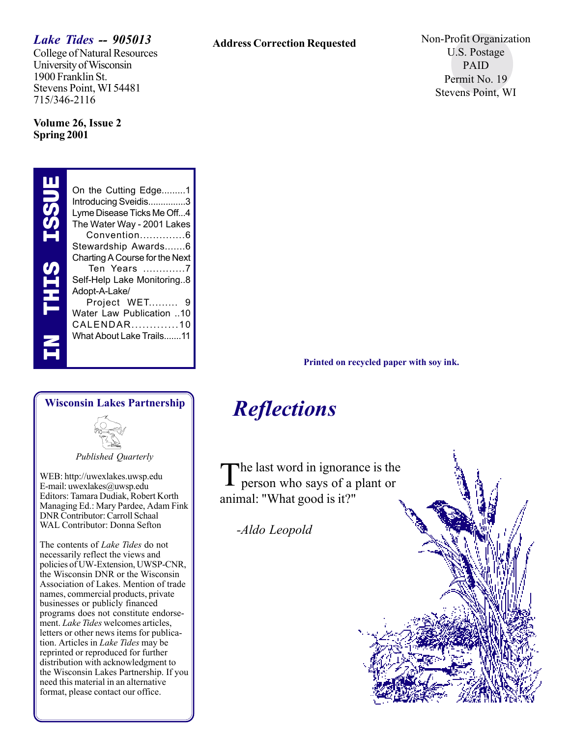*Lake Tides -- 905013*
College of Natural Resources
University of Wisconsin
1900 Franklin St.
Stevens Point, WI 54481
715/346-2116

**Volume 26, Issue 2**
**Spring 2001**

**Address Correction Requested**

Non-Profit Organization
U.S. Postage
PAID
Permit No. 19
Stevens Point, WI

## IN THIS ISSUE

- On the Cutting Edge.........1
- Introducing Sveidis...............3
- Lyme Disease Ticks Me Off...4
- The Water Way - 2001 Lakes Convention.............6
- Stewardship Awards.......6
- Charting A Course for the Next Ten Years .............7
- Self-Help Lake Monitoring..8
- Adopt-A-Lake/ Project WET......... 9
- Water Law Publication ..10
- CALENDAR.............10
- What About Lake Trails.......11

**Printed on recycled paper with soy ink.**

**Wisconsin Lakes Partnership**

*Published Quarterly*

WEB: http://uwexlakes.uwsp.edu
E-mail: uwexlakes@uwsp.edu
Editors: Tamara Dudiak, Robert Korth
Managing Ed.: Mary Pardee, Adam Fink
DNR Contributor: Carroll Schaal
WAL Contributor: Donna Sefton

The contents of *Lake Tides* do not necessarily reflect the views and policies of UW-Extension, UWSP-CNR, the Wisconsin DNR or the Wisconsin Association of Lakes. Mention of trade names, commercial products, private businesses or publicly financed programs does not constitute endorsement. *Lake Tides* welcomes articles, letters or other news items for publication. Articles in *Lake Tides* may be reprinted or reproduced for further distribution with acknowledgment to the Wisconsin Lakes Partnership. If you need this material in an alternative format, please contact our office.

# *Reflections*

The last word in ignorance is the person who says of a plant or animal: "What good is it?"

*-Aldo Leopold*